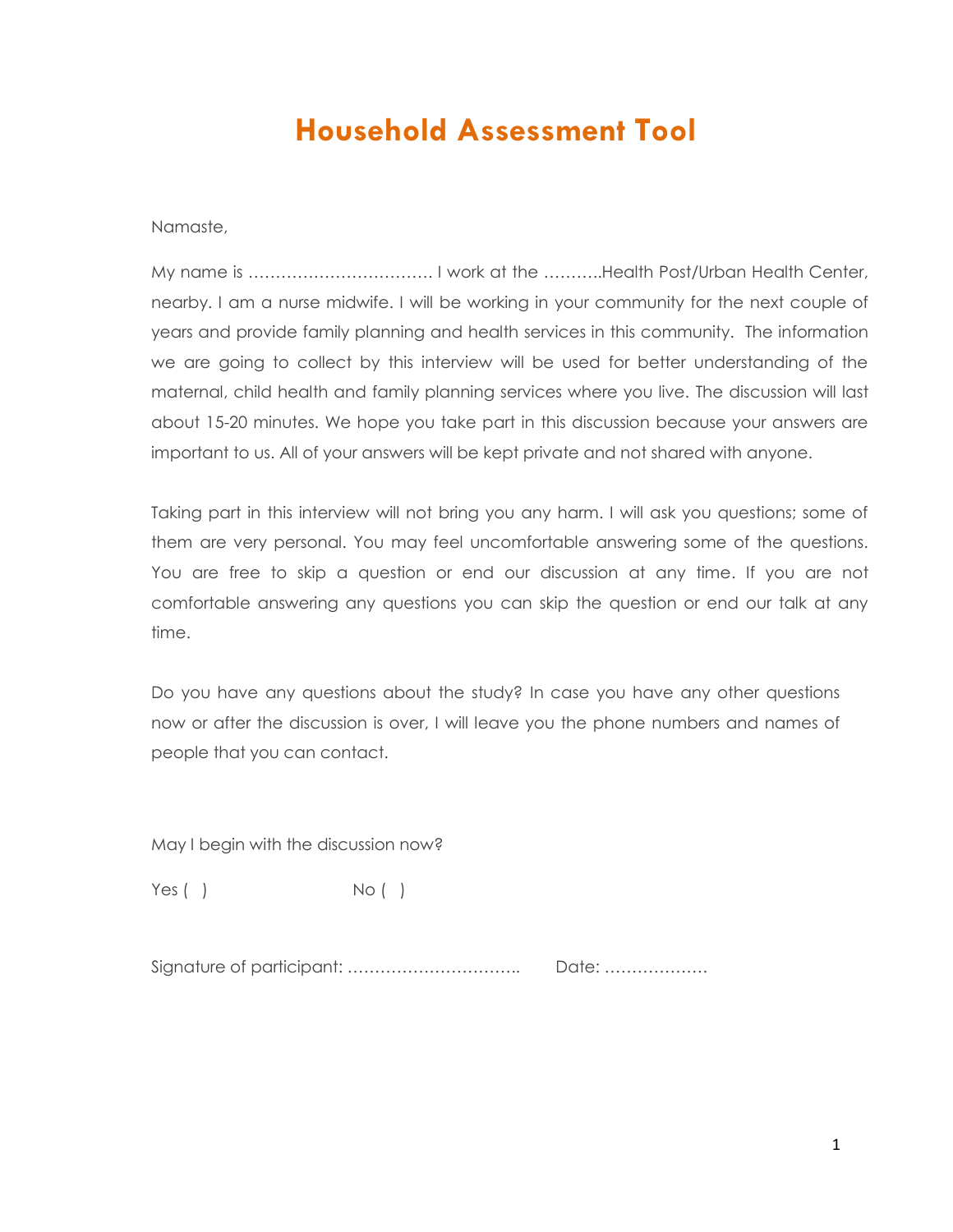# Household Assessment Tool

Namaste,

My name is ……………………………. I work at the ………..Health Post/Urban Health Center, nearby. I am a nurse midwife. I will be working in your community for the next couple of years and provide family planning and health services in this community. The information we are going to collect by this interview will be used for better understanding of the maternal, child health and family planning services where you live. The discussion will last about 15-20 minutes. We hope you take part in this discussion because your answers are important to us. All of your answers will be kept private and not shared with anyone.

Taking part in this interview will not bring you any harm. I will ask you questions; some of them are very personal. You may feel uncomfortable answering some of the questions. You are free to skip a question or end our discussion at any time. If you are not comfortable answering any questions you can skip the question or end our talk at any time.

Do you have any questions about the study? In case you have any other questions now or after the discussion is over, I will leave you the phone numbers and names of people that you can contact.

May I begin with the discussion now?

Yes ( )     No ( )

Signature of participant: …………………………..     Date: ……………….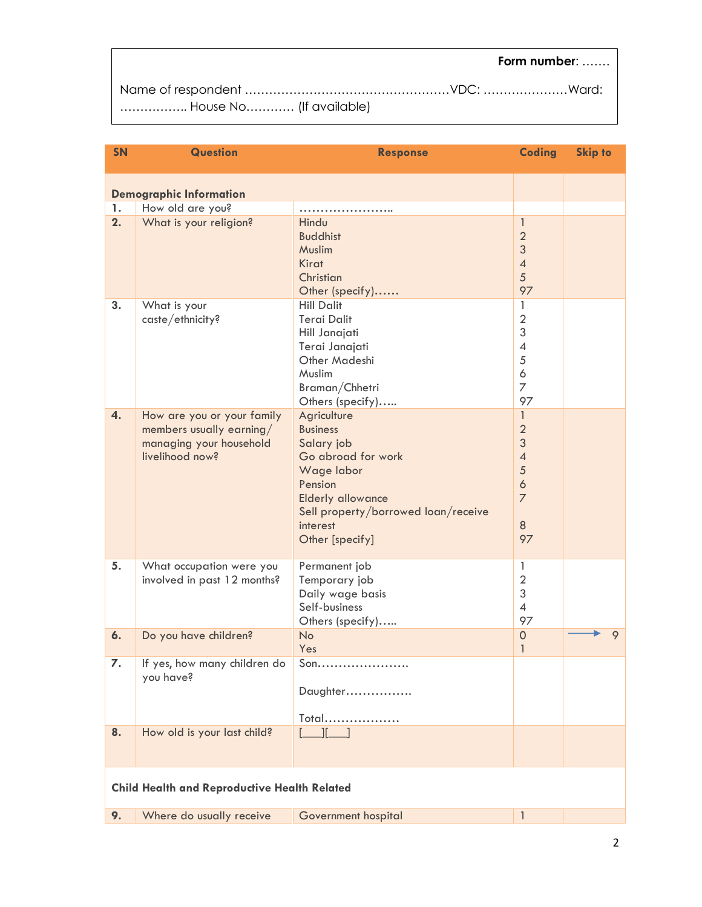**Form number**: …….

Name of respondent ……………………………………………VDC: …………………Ward: …………….. House No………… (If available)

| SN | Question | Response | Coding | Skip to |
|---|---|---|---|---|
| **Demographic Information** | | | | |
| **1.** | How old are you? | ………………….. | | |
| **2.** | What is your religion? | Hindu<br>Buddhist<br>Muslim<br>Kirat<br>Christian<br>Other (specify)…… | 1<br>2<br>3<br>4<br>5<br>97 | |
| **3.** | What is your caste/ethnicity? | Hill Dalit<br>Terai Dalit<br>Hill Janajati<br>Terai Janajati<br>Other Madeshi<br>Muslim<br>Braman/Chhetri<br>Others (specify)….. | 1<br>2<br>3<br>4<br>5<br>6<br>7<br>97 | |
| **4.** | How are you or your family members usually earning/ managing your household livelihood now? | Agriculture<br>Business<br>Salary job<br>Go abroad for work<br>Wage labor<br>Pension<br>Elderly allowance<br>Sell property/borrowed loan/receive interest<br>Other [specify] | 1<br>2<br>3<br>4<br>5<br>6<br>7<br>8<br>97 | |
| **5.** | What occupation were you involved in past 12 months? | Permanent job<br>Temporary job<br>Daily wage basis<br>Self-business<br>Others (specify)….. | 1<br>2<br>3<br>4<br>97 | |
| **6.** | Do you have children? | No<br>Yes | 0<br>1 | → 9 |
| **7.** | If yes, how many children do you have? | Son………………….<br>Daughter…………….<br>Total……………… | | |
| **8.** | How old is your last child? | [___][___] | | |
| **Child Health and Reproductive Health Related** | | | | |
| **9.** | Where do usually receive | Government hospital | 1 | |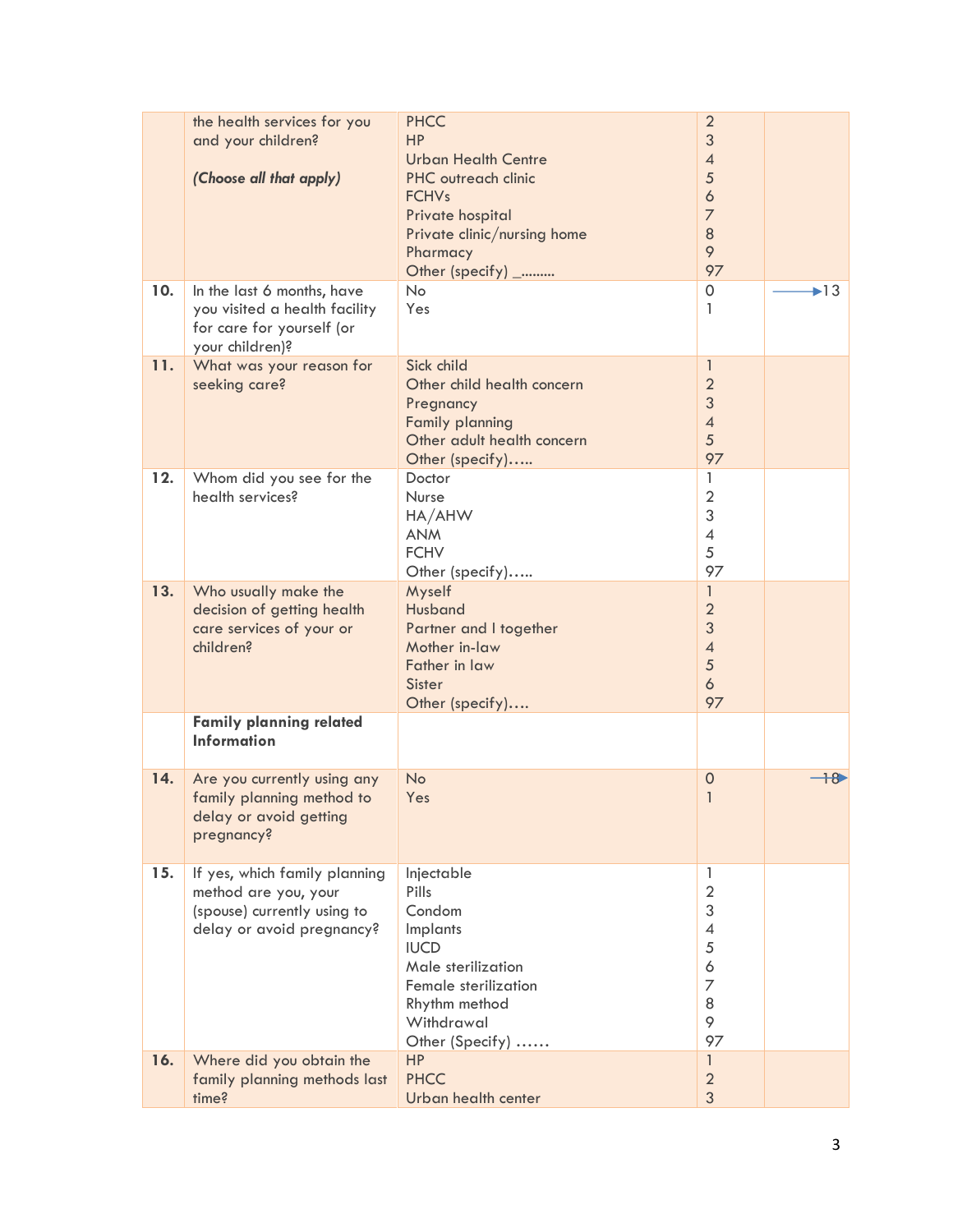| | | | | |
|---|---|---|---|---|
| | the health services for you and your children?<br><br>***(Choose all that apply)*** | PHCC<br>HP<br>Urban Health Centre<br>PHC outreach clinic<br>FCHVs<br>Private hospital<br>Private clinic/nursing home<br>Pharmacy<br>Other (specify) _……… | 2<br>3<br>4<br>5<br>6<br>7<br>8<br>9<br>97 | |
| **10.** | In the last 6 months, have you visited a health facility for care for yourself (or your children)? | No<br>Yes | 0<br>1 | →13 |
| **11.** | What was your reason for seeking care? | Sick child<br>Other child health concern<br>Pregnancy<br>Family planning<br>Other adult health concern<br>Other (specify)….. | 1<br>2<br>3<br>4<br>5<br>97 | |
| **12.** | Whom did you see for the health services? | Doctor<br>Nurse<br>HA/AHW<br>ANM<br>FCHV<br>Other (specify)….. | 1<br>2<br>3<br>4<br>5<br>97 | |
| **13.** | Who usually make the decision of getting health care services of your or children? | Myself<br>Husband<br>Partner and I together<br>Mother in-law<br>Father in law<br>Sister<br>Other (specify)…. | 1<br>2<br>3<br>4<br>5<br>6<br>97 | |
| | **Family planning related Information** | | | |
| **14.** | Are you currently using any family planning method to delay or avoid getting pregnancy? | No<br>Yes | 0<br>1 | →18 |
| **15.** | If yes, which family planning method are you, your (spouse) currently using to delay or avoid pregnancy? | Injectable<br>Pills<br>Condom<br>Implants<br>IUCD<br>Male sterilization<br>Female sterilization<br>Rhythm method<br>Withdrawal<br>Other (Specify) …… | 1<br>2<br>3<br>4<br>5<br>6<br>7<br>8<br>9<br>97 | |
| **16.** | Where did you obtain the family planning methods last time? | HP<br>PHCC<br>Urban health center | 1<br>2<br>3 | |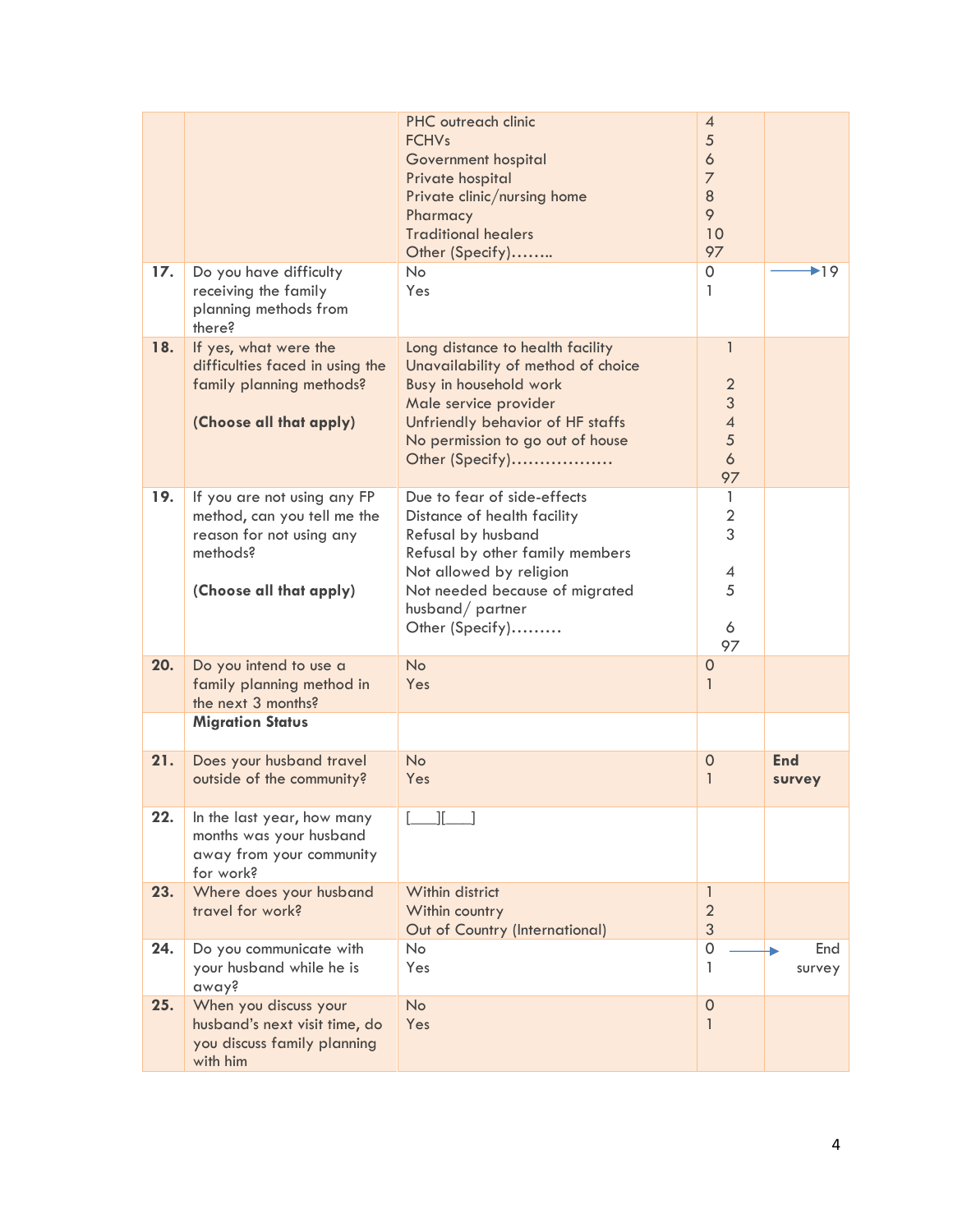| | | | | |
|---|---|---|---|---|
| | | PHC outreach clinic<br>FCHVs<br>Government hospital<br>Private hospital<br>Private clinic/nursing home<br>Pharmacy<br>Traditional healers<br>Other (Specify)…….. | 4<br>5<br>6<br>7<br>8<br>9<br>10<br>97 | |
| **17.** | Do you have difficulty receiving the family planning methods from there? | No<br>Yes | 0<br>1 | →19 |
| **18.** | If yes, what were the difficulties faced in using the family planning methods?<br><br>**(Choose all that apply)** | Long distance to health facility<br>Unavailability of method of choice<br>Busy in household work<br>Male service provider<br>Unfriendly behavior of HF staffs<br>No permission to go out of house<br>Other (Specify)……………… | 1<br>2<br>3<br>4<br>5<br>6<br>97 | |
| **19.** | If you are not using any FP method, can you tell me the reason for not using any methods?<br><br>**(Choose all that apply)** | Due to fear of side-effects<br>Distance of health facility<br>Refusal by husband<br>Refusal by other family members<br>Not allowed by religion<br>Not needed because of migrated husband/ partner<br>Other (Specify)……… | 1<br>2<br>3<br>4<br>5<br>6<br>97 | |
| **20.** | Do you intend to use a family planning method in the next 3 months? | No<br>Yes | 0<br>1 | |
| | **Migration Status** | | | |
| **21.** | Does your husband travel outside of the community? | No<br>Yes | 0<br>1 | **End survey** |
| **22.** | In the last year, how many months was your husband away from your community for work? | [___][___] | | |
| **23.** | Where does your husband travel for work? | Within district<br>Within country<br>Out of Country (International) | 1<br>2<br>3 | |
| **24.** | Do you communicate with your husband while he is away? | No<br>Yes | 0<br>1 | → End survey |
| **25.** | When you discuss your husband's next visit time, do you discuss family planning with him | No<br>Yes | 0<br>1 | |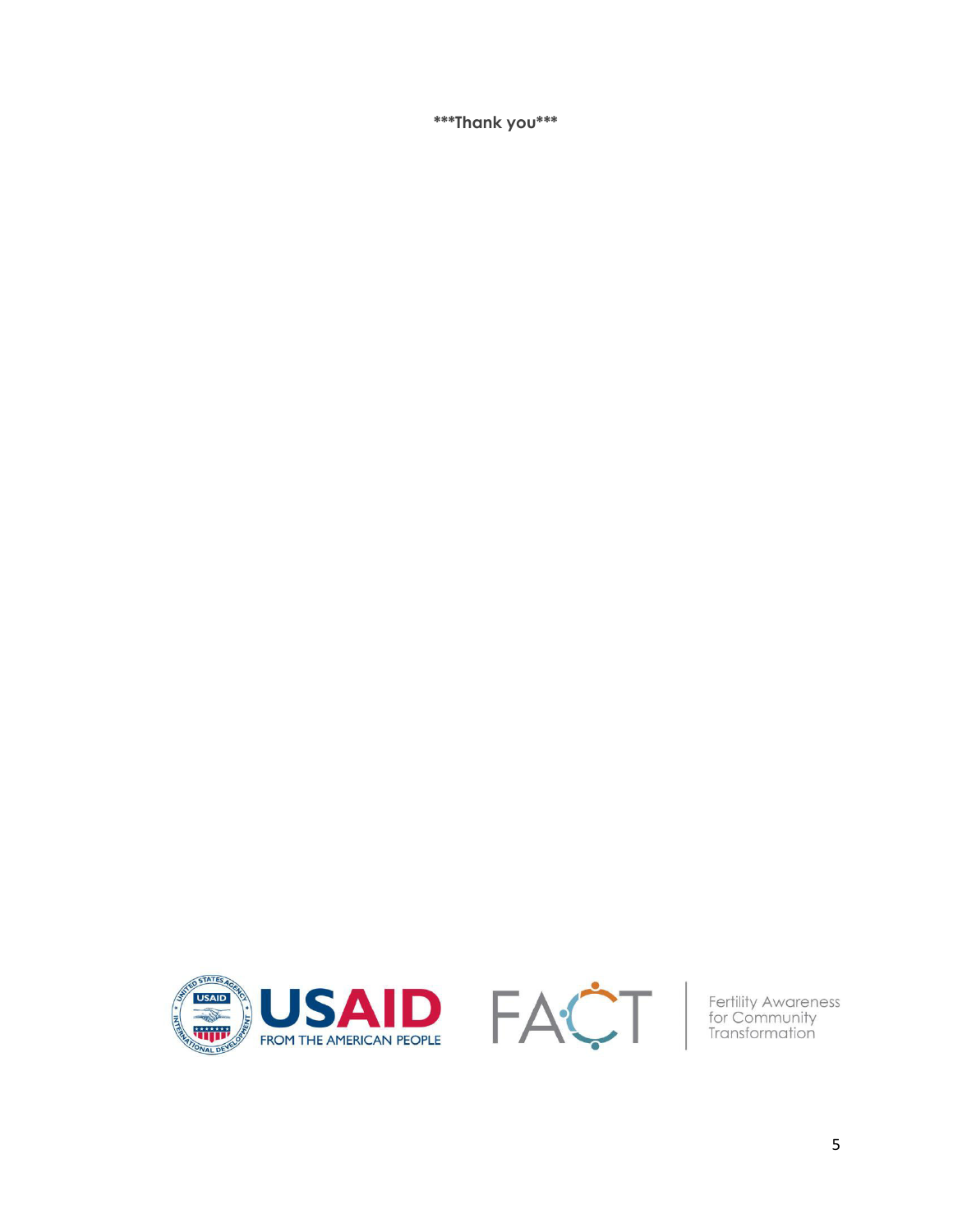***Thank you***

USAID FROM THE AMERICAN PEOPLE

FACT | Fertility Awareness for Community Transformation